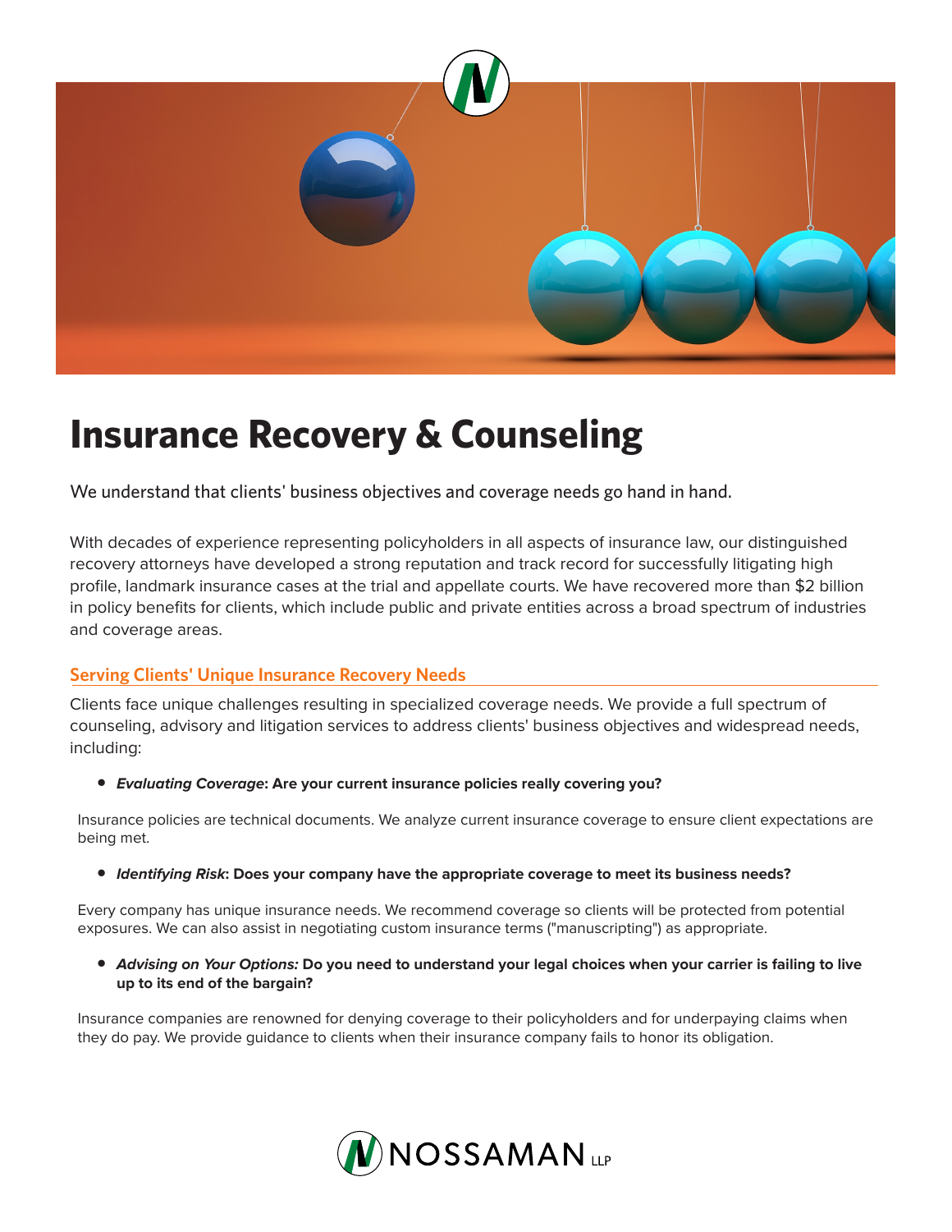# Insurance Recovery & Counseling

We understand that clients' business objectives and coverage needs go hand in hand.

With decades of experience representing policyholders in all aspects of insurance law, our distinguished recovery attorneys have developed a strong reputation and track record for successfully litigating high profile, landmark insurance cases at the trial and appellate courts. We have recovered more than $2 billion in policy benefits for clients, which include public and private entities across a broad spectrum of industries and coverage areas.

## Serving Clients' Unique Insurance Recovery Needs

Clients face unique challenges resulting in specialized coverage needs. We provide a full spectrum of counseling, advisory and litigation services to address clients' business objectives and widespread needs, including:

- ***Evaluating Coverage*: Are your current insurance policies really covering you?**

Insurance policies are technical documents. We analyze current insurance coverage to ensure client expectations are being met.

- ***Identifying Risk*: Does your company have the appropriate coverage to meet its business needs?**

Every company has unique insurance needs. We recommend coverage so clients will be protected from potential exposures. We can also assist in negotiating custom insurance terms ("manuscripting") as appropriate.

- ***Advising on Your Options:* Do you need to understand your legal choices when your carrier is failing to live up to its end of the bargain?**

Insurance companies are renowned for denying coverage to their policyholders and for underpaying claims when they do pay. We provide guidance to clients when their insurance company fails to honor its obligation.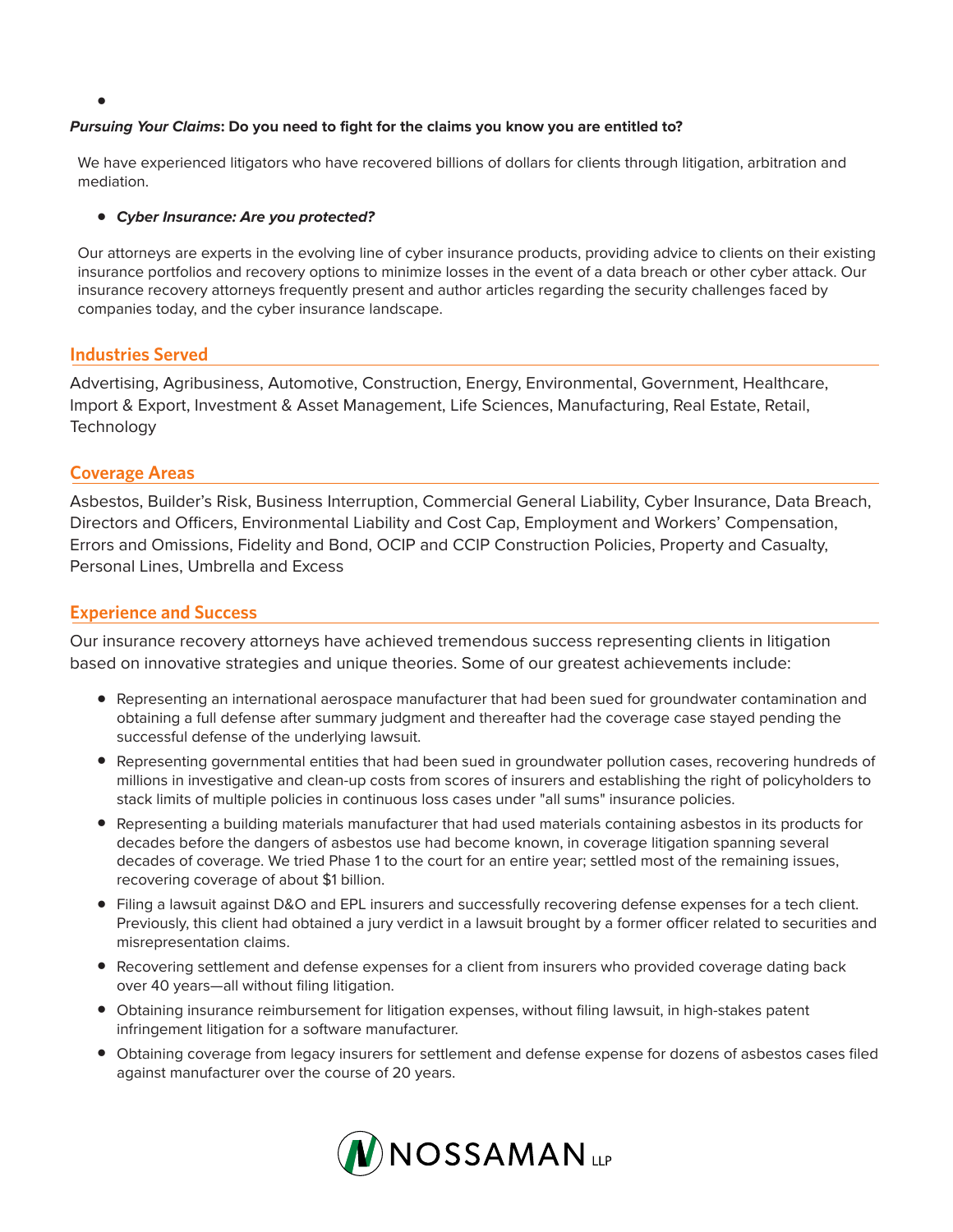- 

***Pursuing Your Claims*: Do you need to fight for the claims you know you are entitled to?**

We have experienced litigators who have recovered billions of dollars for clients through litigation, arbitration and mediation.

- ***Cyber Insurance: Are you protected?***

Our attorneys are experts in the evolving line of cyber insurance products, providing advice to clients on their existing insurance portfolios and recovery options to minimize losses in the event of a data breach or other cyber attack. Our insurance recovery attorneys frequently present and author articles regarding the security challenges faced by companies today, and the cyber insurance landscape.

## Industries Served

Advertising, Agribusiness, Automotive, Construction, Energy, Environmental, Government, Healthcare, Import & Export, Investment & Asset Management, Life Sciences, Manufacturing, Real Estate, Retail, Technology

## Coverage Areas

Asbestos, Builder's Risk, Business Interruption, Commercial General Liability, Cyber Insurance, Data Breach, Directors and Officers, Environmental Liability and Cost Cap, Employment and Workers' Compensation, Errors and Omissions, Fidelity and Bond, OCIP and CCIP Construction Policies, Property and Casualty, Personal Lines, Umbrella and Excess

## Experience and Success

Our insurance recovery attorneys have achieved tremendous success representing clients in litigation based on innovative strategies and unique theories. Some of our greatest achievements include:

- Representing an international aerospace manufacturer that had been sued for groundwater contamination and obtaining a full defense after summary judgment and thereafter had the coverage case stayed pending the successful defense of the underlying lawsuit.
- Representing governmental entities that had been sued in groundwater pollution cases, recovering hundreds of millions in investigative and clean-up costs from scores of insurers and establishing the right of policyholders to stack limits of multiple policies in continuous loss cases under "all sums" insurance policies.
- Representing a building materials manufacturer that had used materials containing asbestos in its products for decades before the dangers of asbestos use had become known, in coverage litigation spanning several decades of coverage. We tried Phase 1 to the court for an entire year; settled most of the remaining issues, recovering coverage of about $1 billion.
- Filing a lawsuit against D&O and EPL insurers and successfully recovering defense expenses for a tech client. Previously, this client had obtained a jury verdict in a lawsuit brought by a former officer related to securities and misrepresentation claims.
- Recovering settlement and defense expenses for a client from insurers who provided coverage dating back over 40 years—all without filing litigation.
- Obtaining insurance reimbursement for litigation expenses, without filing lawsuit, in high-stakes patent infringement litigation for a software manufacturer.
- Obtaining coverage from legacy insurers for settlement and defense expense for dozens of asbestos cases filed against manufacturer over the course of 20 years.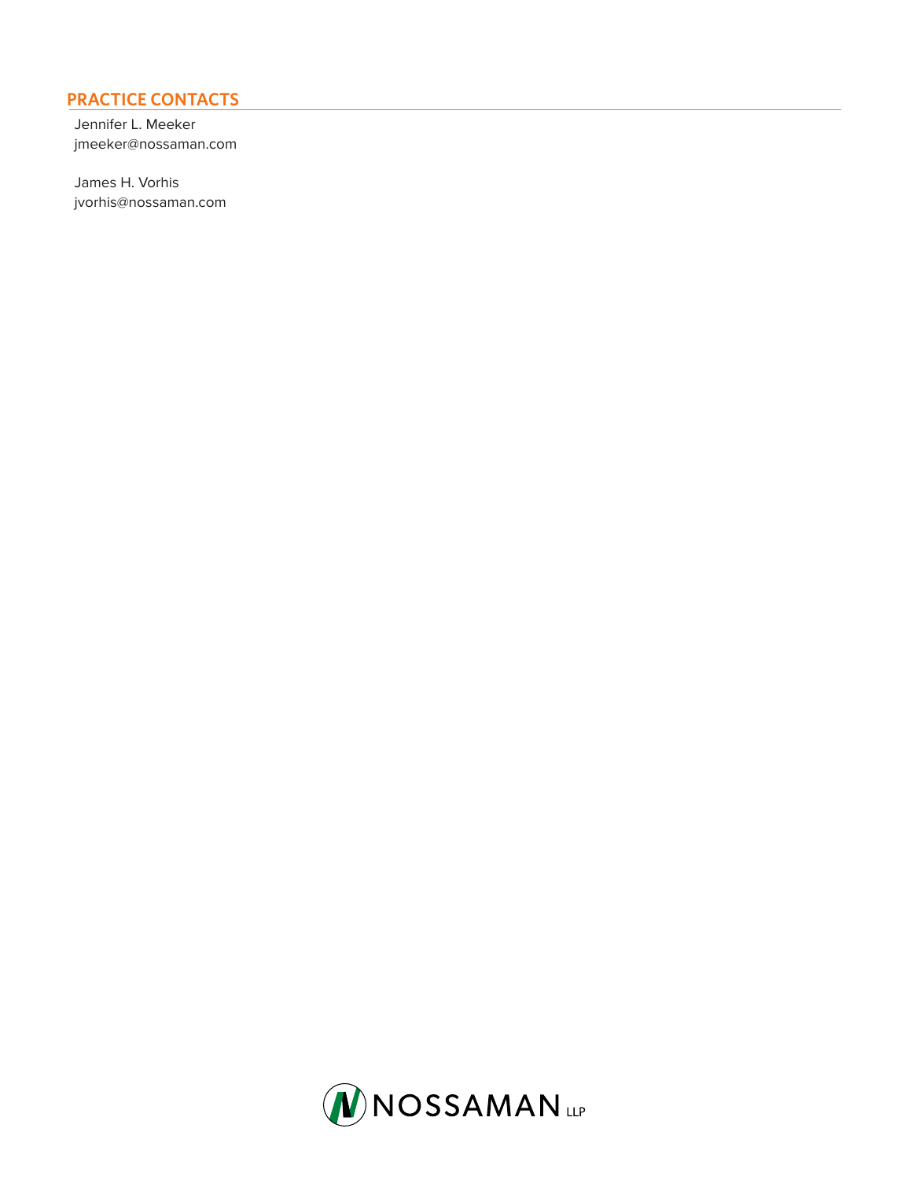## PRACTICE CONTACTS

Jennifer L. Meeker
jmeeker@nossaman.com

James H. Vorhis
jvorhis@nossaman.com

NOSSAMAN LLP